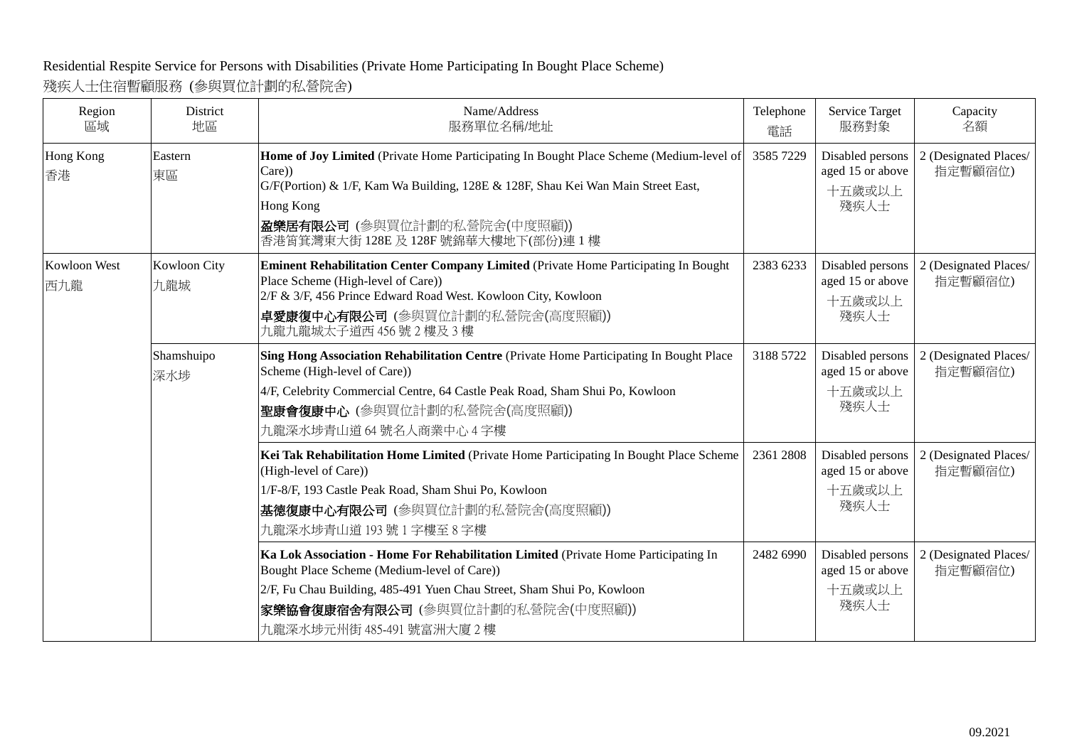Residential Respite Service for Persons with Disabilities (Private Home Participating In Bought Place Scheme)

殘疾人士住宿暫顧服務 (參與買位計劃的私營院舍)

| Region 區域 | District 地區 | Name/Address 服務單位名稱/地址 | Telephone 電話 | Service Target 服務對象 | Capacity 名額 |
|---|---|---|---|---|---|
| Hong Kong 香港 | Eastern 東區 | **Home of Joy Limited** (Private Home Participating In Bought Place Scheme (Medium-level of Care)) G/F(Portion) & 1/F, Kam Wa Building, 128E & 128F, Shau Kei Wan Main Street East, Hong Kong **盈樂居有限公司** (參與買位計劃的私營院舍(中度照顧)) 香港筲箕灣東大街 128E 及 128F 號錦華大樓地下(部份)連 1 樓 | 3585 7229 | Disabled persons aged 15 or above 十五歲或以上殘疾人士 | 2 (Designated Places/ 指定暫顧宿位) |
| Kowloon West 西九龍 | Kowloon City 九龍城 | **Eminent Rehabilitation Center Company Limited** (Private Home Participating In Bought Place Scheme (High-level of Care)) 2/F & 3/F, 456 Prince Edward Road West. Kowloon City, Kowloon **卓愛康復中心有限公司** (參與買位計劃的私營院舍(高度照顧)) 九龍九龍城太子道西 456 號 2 樓及 3 樓 | 2383 6233 | Disabled persons aged 15 or above 十五歲或以上殘疾人士 | 2 (Designated Places/ 指定暫顧宿位) |
| | Shamshuipo 深水埗 | **Sing Hong Association Rehabilitation Centre** (Private Home Participating In Bought Place Scheme (High-level of Care)) 4/F, Celebrity Commercial Centre, 64 Castle Peak Road, Sham Shui Po, Kowloon **聖康會復康中心** (參與買位計劃的私營院舍(高度照顧)) 九龍深水埗青山道 64 號名人商業中心 4 字樓 | 3188 5722 | Disabled persons aged 15 or above 十五歲或以上殘疾人士 | 2 (Designated Places/ 指定暫顧宿位) |
| | | **Kei Tak Rehabilitation Home Limited** (Private Home Participating In Bought Place Scheme (High-level of Care)) 1/F-8/F, 193 Castle Peak Road, Sham Shui Po, Kowloon **基德復康中心有限公司** (參與買位計劃的私營院舍(高度照顧)) 九龍深水埗青山道 193 號 1 字樓至 8 字樓 | 2361 2808 | Disabled persons aged 15 or above 十五歲或以上殘疾人士 | 2 (Designated Places/ 指定暫顧宿位) |
| | | **Ka Lok Association - Home For Rehabilitation Limited** (Private Home Participating In Bought Place Scheme (Medium-level of Care)) 2/F, Fu Chau Building, 485-491 Yuen Chau Street, Sham Shui Po, Kowloon **家樂協會復康宿舍有限公司** (參與買位計劃的私營院舍(中度照顧)) 九龍深水埗元州街 485-491 號富洲大廈 2 樓 | 2482 6990 | Disabled persons aged 15 or above 十五歲或以上殘疾人士 | 2 (Designated Places/ 指定暫顧宿位) |

09.2021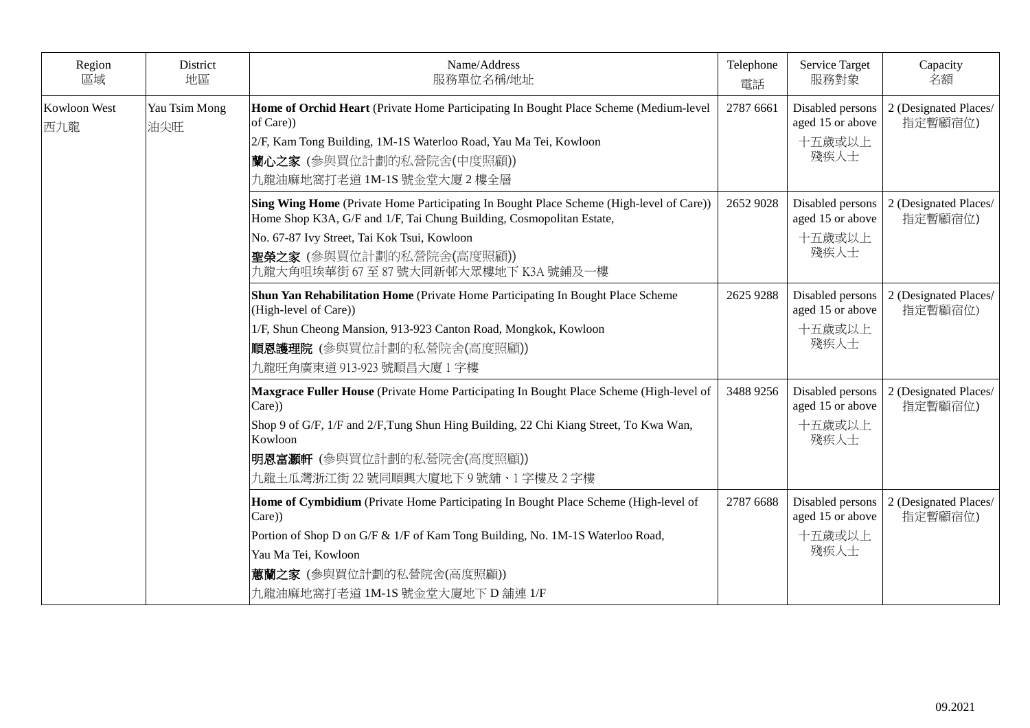| Region<br>區域 | District<br>地區 | Name/Address<br>服務單位名稱/地址 | Telephone<br>電話 | Service Target<br>服務對象 | Capacity<br>名額 |
|---|---|---|---|---|---|
| Kowloon West<br>西九龍 | Yau Tsim Mong<br>油尖旺 | **Home of Orchid Heart** (Private Home Participating In Bought Place Scheme (Medium-level of Care))<br>2/F, Kam Tong Building, 1M-1S Waterloo Road, Yau Ma Tei, Kowloon<br>**蘭心之家** (參與買位計劃的私營院舍(中度照顧))<br>九龍油麻地窩打老道 1M-1S 號金堂大廈 2 樓全層 | 2787 6661 | Disabled persons aged 15 or above<br>十五歲或以上殘疾人士 | 2 (Designated Places/ 指定暫顧宿位) |
| | | **Sing Wing Home** (Private Home Participating In Bought Place Scheme (High-level of Care))<br>Home Shop K3A, G/F and 1/F, Tai Chung Building, Cosmopolitan Estate,<br>No. 67-87 Ivy Street, Tai Kok Tsui, Kowloon<br>**聖榮之家** (參與買位計劃的私營院舍(高度照顧))<br>九龍大角咀埃華街 67 至 87 號大同新邨大眾樓地下 K3A 號鋪及一樓 | 2652 9028 | Disabled persons aged 15 or above<br>十五歲或以上殘疾人士 | 2 (Designated Places/ 指定暫顧宿位) |
| | | **Shun Yan Rehabilitation Home** (Private Home Participating In Bought Place Scheme (High-level of Care))<br>1/F, Shun Cheong Mansion, 913-923 Canton Road, Mongkok, Kowloon<br>**順恩護理院** (參與買位計劃的私營院舍(高度照顧))<br>九龍旺角廣東道 913-923 號順昌大廈 1 字樓 | 2625 9288 | Disabled persons aged 15 or above<br>十五歲或以上殘疾人士 | 2 (Designated Places/ 指定暫顧宿位) |
| | | **Maxgrace Fuller House** (Private Home Participating In Bought Place Scheme (High-level of Care))<br>Shop 9 of G/F, 1/F and 2/F,Tung Shun Hing Building, 22 Chi Kiang Street, To Kwa Wan, Kowloon<br>**明恩富灝軒** (參與買位計劃的私營院舍(高度照顧))<br>九龍土瓜灣浙江街 22 號同順興大廈地下 9 號舖、1 字樓及 2 字樓 | 3488 9256 | Disabled persons aged 15 or above<br>十五歲或以上殘疾人士 | 2 (Designated Places/ 指定暫顧宿位) |
| | | **Home of Cymbidium** (Private Home Participating In Bought Place Scheme (High-level of Care))<br>Portion of Shop D on G/F & 1/F of Kam Tong Building, No. 1M-1S Waterloo Road,<br>Yau Ma Tei, Kowloon<br>**蕙蘭之家** (參與買位計劃的私營院舍(高度照顧))<br>九龍油麻地窩打老道 1M-1S 號金堂大廈地下 D 舖連 1/F | 2787 6688 | Disabled persons aged 15 or above<br>十五歲或以上殘疾人士 | 2 (Designated Places/ 指定暫顧宿位) |

09.2021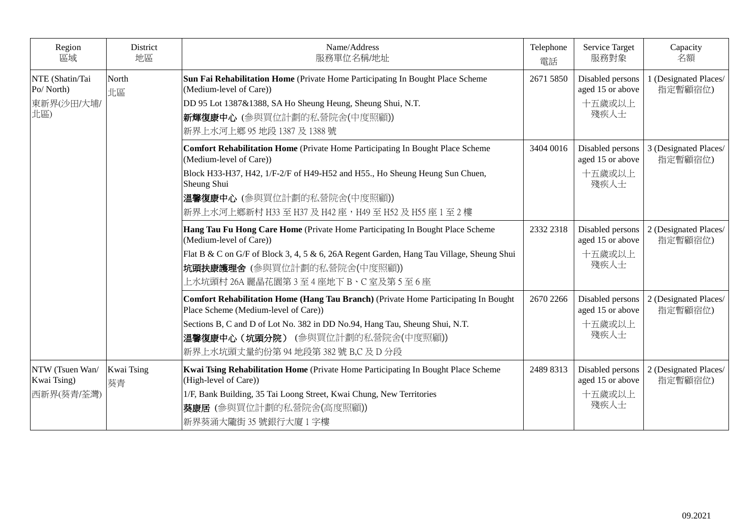| Region<br>區域 | District<br>地區 | Name/Address<br>服務單位名稱/地址 | Telephone<br>電話 | Service Target<br>服務對象 | Capacity<br>名額 |
|---|---|---|---|---|---|
| NTE (Shatin/Tai Po/ North)<br>東新界(沙田/大埔/北區) | North<br>北區 | **Sun Fai Rehabilitation Home** (Private Home Participating In Bought Place Scheme (Medium-level of Care))<br>DD 95 Lot 1387&1388, SA Ho Sheung Heung, Sheung Shui, N.T.<br>**新輝復康中心** (參與買位計劃的私營院舍(中度照顧))<br>新界上水河上鄉 95 地段 1387 及 1388 號 | 2671 5850 | Disabled persons aged 15 or above<br>十五歲或以上殘疾人士 | 1 (Designated Places/ 指定暫顧宿位) |
| | | **Comfort Rehabilitation Home** (Private Home Participating In Bought Place Scheme (Medium-level of Care))<br>Block H33-H37, H42, 1/F-2/F of H49-H52 and H55., Ho Sheung Heung Sun Chuen, Sheung Shui<br>**溫馨復康中心** (參與買位計劃的私營院舍(中度照顧))<br>新界上水河上鄉新村 H33 至 H37 及 H42 座，H49 至 H52 及 H55 座 1 至 2 樓 | 3404 0016 | Disabled persons aged 15 or above<br>十五歲或以上殘疾人士 | 3 (Designated Places/ 指定暫顧宿位) |
| | | **Hang Tau Fu Hong Care Home** (Private Home Participating In Bought Place Scheme (Medium-level of Care))<br>Flat B & C on G/F of Block 3, 4, 5 & 6, 26A Regent Garden, Hang Tau Village, Sheung Shui<br>**坑頭扶康護理舍** (參與買位計劃的私營院舍(中度照顧))<br>上水坑頭村 26A 麗晶花園第 3 至 4 座地下 B、C 室及第 5 至 6 座 | 2332 2318 | Disabled persons aged 15 or above<br>十五歲或以上殘疾人士 | 2 (Designated Places/ 指定暫顧宿位) |
| | | **Comfort Rehabilitation Home (Hang Tau Branch)** (Private Home Participating In Bought Place Scheme (Medium-level of Care))<br>Sections B, C and D of Lot No. 382 in DD No.94, Hang Tau, Sheung Shui, N.T.<br>**溫馨復康中心（坑頭分院）** (參與買位計劃的私營院舍(中度照顧))<br>新界上水坑頭丈量約份第 94 地段第 382 號 B,C 及 D 分段 | 2670 2266 | Disabled persons aged 15 or above<br>十五歲或以上殘疾人士 | 2 (Designated Places/ 指定暫顧宿位) |
| NTW (Tsuen Wan/ Kwai Tsing)<br>西新界(葵青/荃灣) | Kwai Tsing<br>葵青 | **Kwai Tsing Rehabilitation Home** (Private Home Participating In Bought Place Scheme (High-level of Care))<br>1/F, Bank Building, 35 Tai Loong Street, Kwai Chung, New Territories<br>**葵康居** (參與買位計劃的私營院舍(高度照顧))<br>新界葵涌大隴街 35 號銀行大廈 1 字樓 | 2489 8313 | Disabled persons aged 15 or above<br>十五歲或以上殘疾人士 | 2 (Designated Places/ 指定暫顧宿位) |

09.2021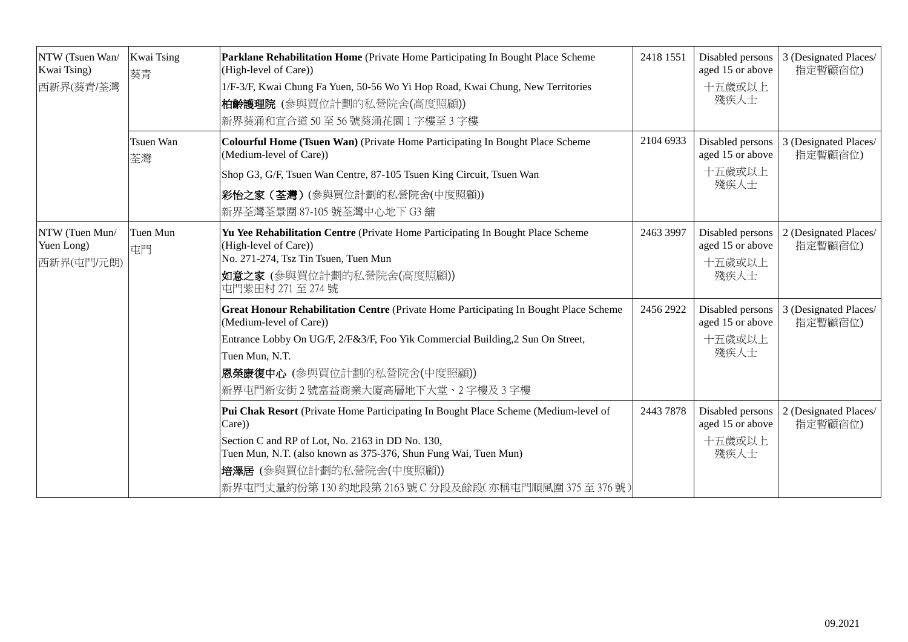| NTW (Tsuen Wan/ Kwai Tsing)<br>西新界(葵青/荃灣 | Kwai Tsing<br>葵青 | **Parklane Rehabilitation Home** (Private Home Participating In Bought Place Scheme (High-level of Care))<br>1/F-3/F, Kwai Chung Fa Yuen, 50-56 Wo Yi Hop Road, Kwai Chung, New Territories<br>**柏齡護理院** (參與買位計劃的私營院舍(高度照顧))<br>新界葵涌和宜合道 50 至 56 號葵涌花園 1 字樓至 3 字樓 | 2418 1551 | Disabled persons aged 15 or above<br>十五歲或以上殘疾人士 | 3 (Designated Places/ 指定暫顧宿位) |
|---|---|---|---|---|---|
| | Tsuen Wan<br>荃灣 | **Colourful Home (Tsuen Wan)** (Private Home Participating In Bought Place Scheme (Medium-level of Care))<br>Shop G3, G/F, Tsuen Wan Centre, 87-105 Tsuen King Circuit, Tsuen Wan<br>**彩怡之家（荃灣）**(參與買位計劃的私營院舍(中度照顧))<br>新界荃灣荃景圍 87-105 號荃灣中心地下 G3 舖 | 2104 6933 | Disabled persons aged 15 or above<br>十五歲或以上殘疾人士 | 3 (Designated Places/ 指定暫顧宿位) |
| NTW (Tuen Mun/ Yuen Long)<br>西新界(屯門/元朗) | Tuen Mun<br>屯門 | **Yu Yee Rehabilitation Centre** (Private Home Participating In Bought Place Scheme (High-level of Care))<br>No. 271-274, Tsz Tin Tsuen, Tuen Mun<br>**如意之家** (參與買位計劃的私營院舍(高度照顧))<br>屯門紫田村 271 至 274 號 | 2463 3997 | Disabled persons aged 15 or above<br>十五歲或以上殘疾人士 | 2 (Designated Places/ 指定暫顧宿位) |
| | | **Great Honour Rehabilitation Centre** (Private Home Participating In Bought Place Scheme (Medium-level of Care))<br>Entrance Lobby On UG/F, 2/F&3/F, Foo Yik Commercial Building,2 Sun On Street,<br>Tuen Mun, N.T.<br>**恩榮康復中心** (參與買位計劃的私營院舍(中度照顧))<br>新界屯門新安街 2 號富益商業大廈高層地下大堂、2 字樓及 3 字樓 | 2456 2922 | Disabled persons aged 15 or above<br>十五歲或以上殘疾人士 | 3 (Designated Places/ 指定暫顧宿位) |
| | | **Pui Chak Resort** (Private Home Participating In Bought Place Scheme (Medium-level of Care))<br>Section C and RP of Lot, No. 2163 in DD No. 130,<br>Tuen Mun, N.T. (also known as 375-376, Shun Fung Wai, Tuen Mun)<br>**培澤居** (參與買位計劃的私營院舍(中度照顧))<br>新界屯門丈量約份第 130 約地段第 2163 號 C 分段及餘段(亦稱屯門順風圍 375 至 376 號) | 2443 7878 | Disabled persons aged 15 or above<br>十五歲或以上殘疾人士 | 2 (Designated Places/ 指定暫顧宿位) |

09.2021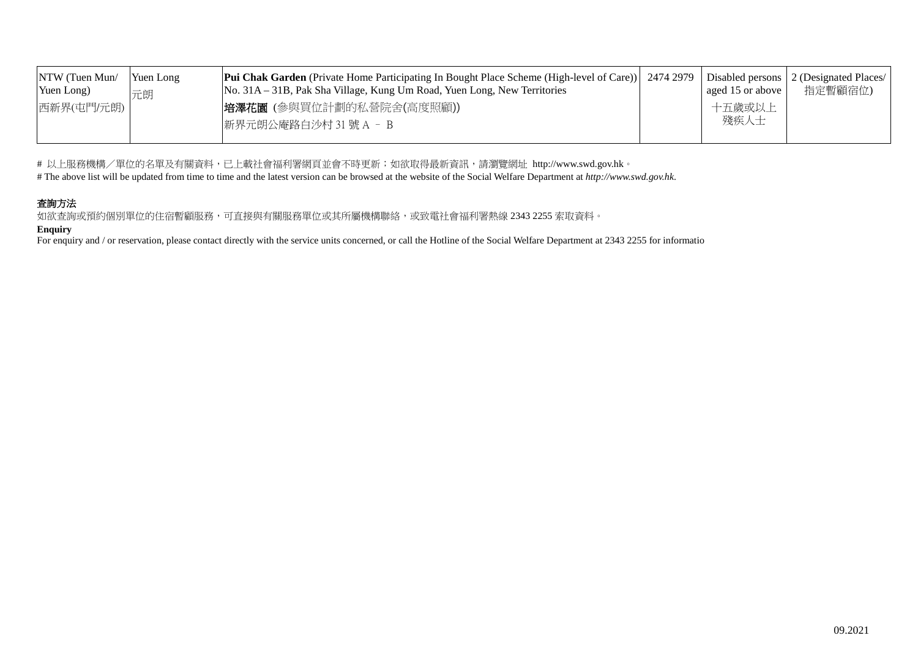| | | | | | |
|---|---|---|---|---|---|
| NTW (Tuen Mun/ Yuen Long)<br>西新界(屯門/元朗) | Yuen Long<br>元朗 | **Pui Chak Garden** (Private Home Participating In Bought Place Scheme (High-level of Care))<br>No. 31A – 31B, Pak Sha Village, Kung Um Road, Yuen Long, New Territories<br>**培澤花園** (參與買位計劃的私營院舍(高度照顧))<br>新界元朗公庵路白沙村 31 號 A – B | 2474 2979 | Disabled persons aged 15 or above<br>十五歲或以上殘疾人士 | 2 (Designated Places/ 指定暫顧宿位) |

# 以上服務機構／單位的名單及有關資料，已上載社會福利署網頁並會不時更新；如欲取得最新資訊，請瀏覽網址 http://www.swd.gov.hk。

# The above list will be updated from time to time and the latest version can be browsed at the website of the Social Welfare Department at *http://www.swd.gov.hk*.

**查詢方法**

如欲查詢或預約個別單位的住宿暫顧服務，可直接與有關服務單位或其所屬機構聯絡，或致電社會福利署熱線 2343 2255 索取資料。

**Enquiry**

For enquiry and / or reservation, please contact directly with the service units concerned, or call the Hotline of the Social Welfare Department at 2343 2255 for informatio

09.2021